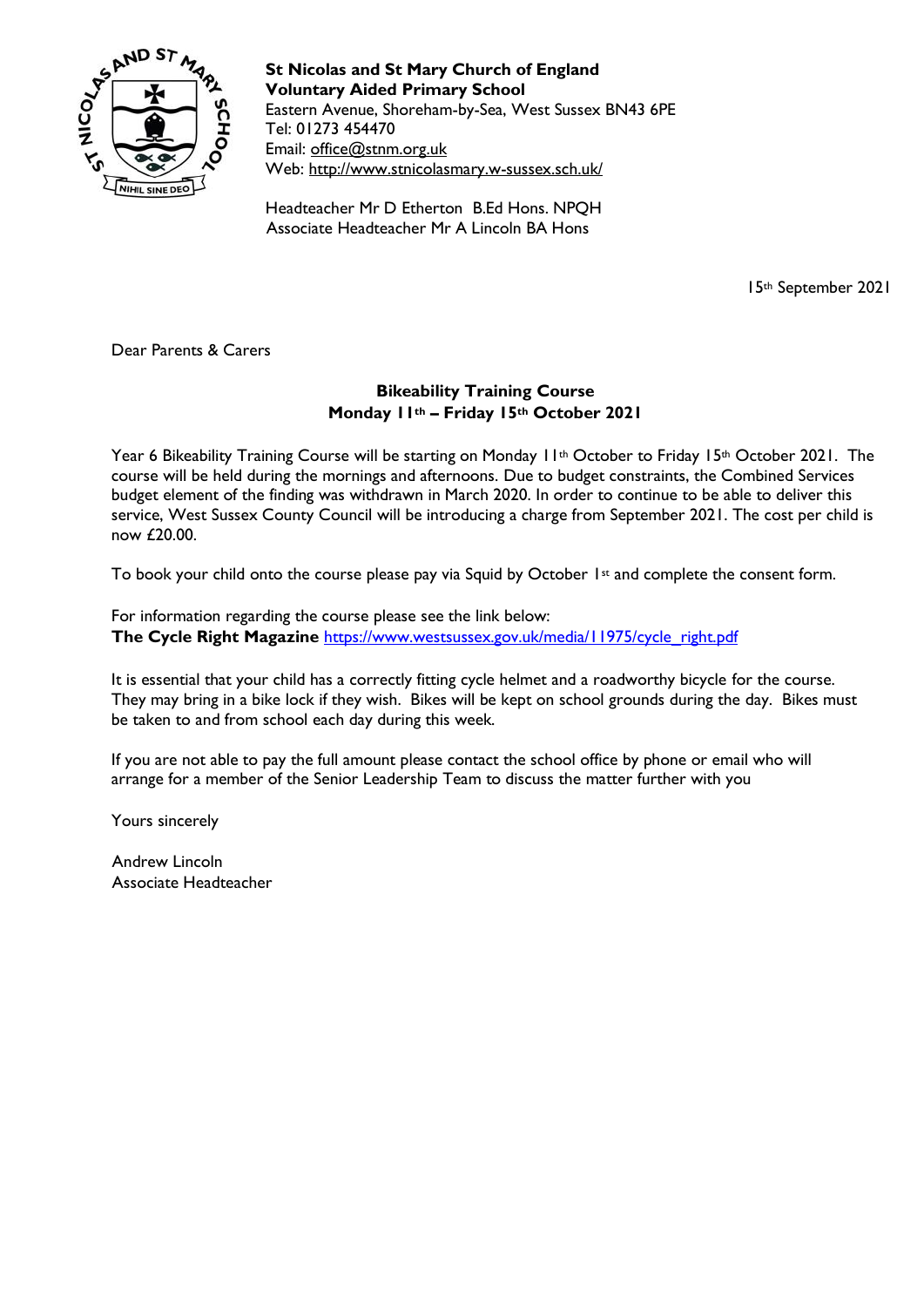**St Nicolas and St Mary Church of England Voluntary Aided Primary School**
Eastern Avenue, Shoreham-by-Sea, West Sussex BN43 6PE
Tel: 01273 454470
Email: office@stnm.org.uk
Web: http://www.stnicolasmary.w-sussex.sch.uk/

Headteacher Mr D Etherton B.Ed Hons. NPQH
Associate Headteacher Mr A Lincoln BA Hons

15th September 2021

Dear Parents & Carers

**Bikeability Training Course**
**Monday 11th – Friday 15th October 2021**

Year 6 Bikeability Training Course will be starting on Monday 11th October to Friday 15th October 2021. The course will be held during the mornings and afternoons. Due to budget constraints, the Combined Services budget element of the finding was withdrawn in March 2020. In order to continue to be able to deliver this service, West Sussex County Council will be introducing a charge from September 2021. The cost per child is now £20.00.

To book your child onto the course please pay via Squid by October 1st and complete the consent form.

For information regarding the course please see the link below:
**The Cycle Right Magazine** https://www.westsussex.gov.uk/media/11975/cycle_right.pdf

It is essential that your child has a correctly fitting cycle helmet and a roadworthy bicycle for the course. They may bring in a bike lock if they wish. Bikes will be kept on school grounds during the day. Bikes must be taken to and from school each day during this week.

If you are not able to pay the full amount please contact the school office by phone or email who will arrange for a member of the Senior Leadership Team to discuss the matter further with you

Yours sincerely

Andrew Lincoln
Associate Headteacher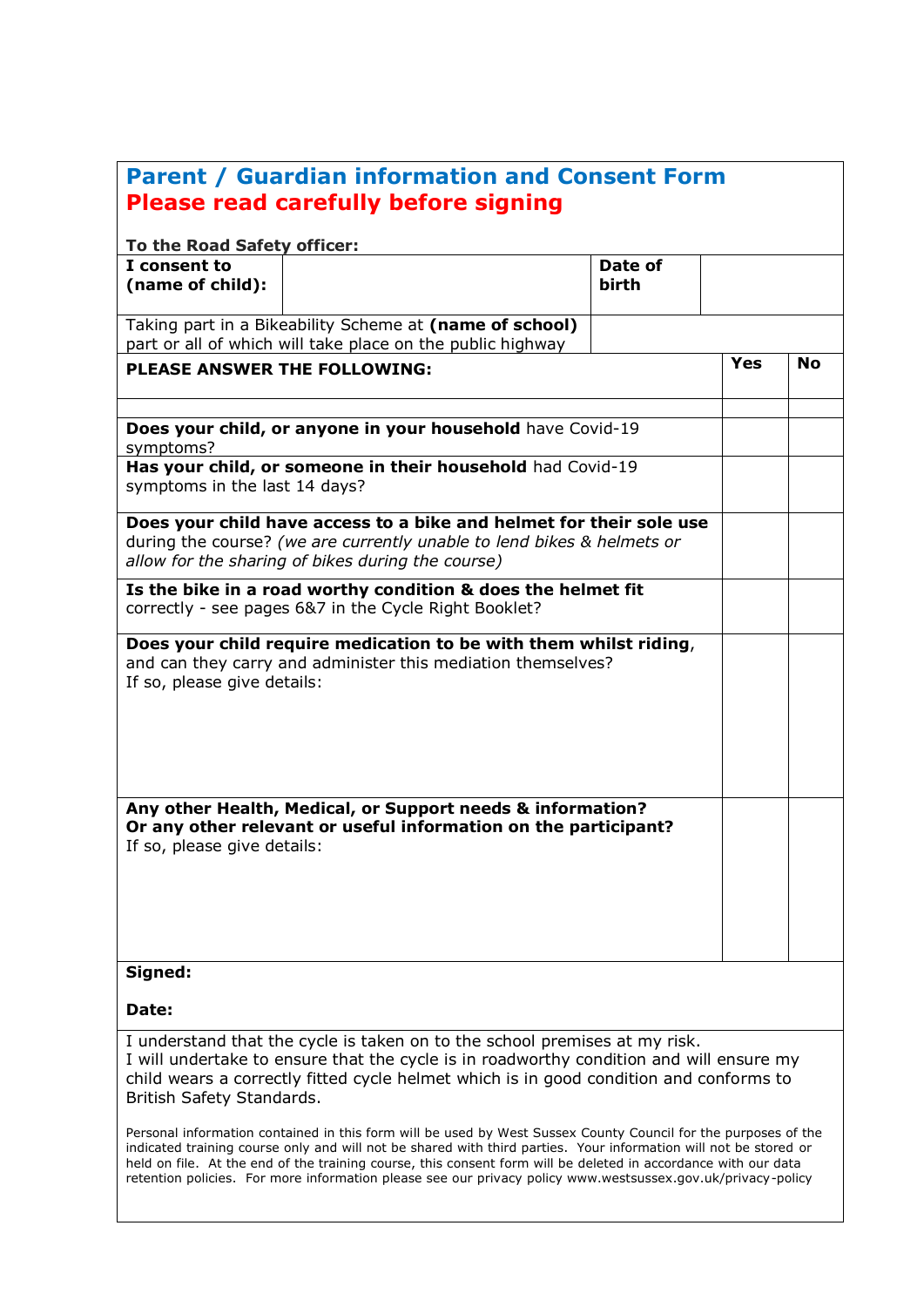# Parent / Guardian information and Consent Form

## Please read carefully before signing

**To the Road Safety officer:**

| | | | |
|---|---|---|---|
| **I consent to (name of child):** | | **Date of birth** | |
| Taking part in a Bikeability Scheme at **(name of school)** part or all of which will take place on the public highway | | | |

| **PLEASE ANSWER THE FOLLOWING:** | **Yes** | **No** |
|---|---|---|
| | | |
| **Does your child, or anyone in your household** have Covid-19 symptoms? | | |
| **Has your child, or someone in their household** had Covid-19 symptoms in the last 14 days? | | |
| **Does your child have access to a bike and helmet for their sole use** during the course? *(we are currently unable to lend bikes & helmets or allow for the sharing of bikes during the course)* | | |
| **Is the bike in a road worthy condition & does the helmet fit** correctly - see pages 6&7 in the Cycle Right Booklet? | | |
| **Does your child require medication to be with them whilst riding**, and can they carry and administer this mediation themselves? If so, please give details: | | |
| **Any other Health, Medical, or Support needs & information? Or any other relevant or useful information on the participant?** If so, please give details: | | |

**Signed:**

**Date:**

I understand that the cycle is taken on to the school premises at my risk.
I will undertake to ensure that the cycle is in roadworthy condition and will ensure my child wears a correctly fitted cycle helmet which is in good condition and conforms to British Safety Standards.

Personal information contained in this form will be used by West Sussex County Council for the purposes of the indicated training course only and will not be shared with third parties. Your information will not be stored or held on file. At the end of the training course, this consent form will be deleted in accordance with our data retention policies. For more information please see our privacy policy www.westsussex.gov.uk/privacy-policy